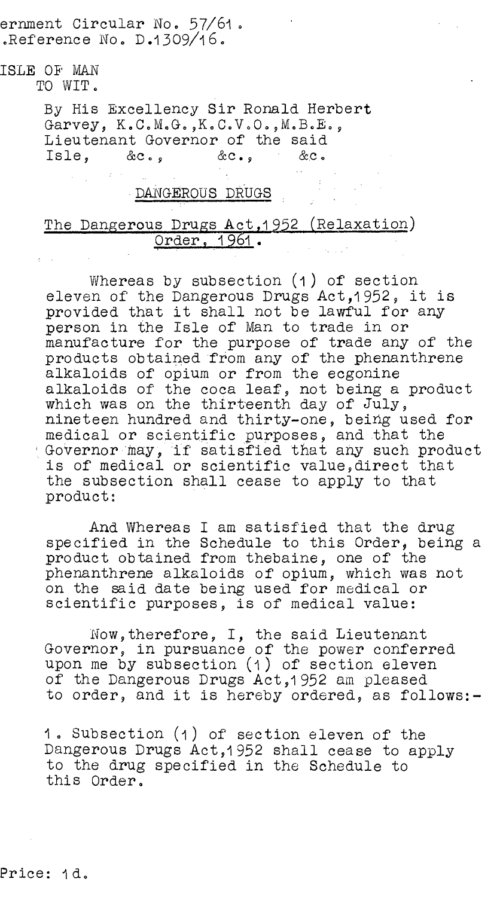ernment Circular No. 57/61.
.Reference No. D.1309/16.

ISLE OF MAN
TO WIT.

By His Excellency Sir Ronald Herbert Garvey, K.C.M.G.,K.C.V.O.,M.B.E., Lieutenant Governor of the said Isle, &c., &c., &c.

DANGEROUS DRUGS

The Dangerous Drugs Act,1952 (Relaxation) Order, 1961.

Whereas by subsection (1) of section eleven of the Dangerous Drugs Act,1952, it is provided that it shall not be lawful for any person in the Isle of Man to trade in or manufacture for the purpose of trade any of the products obtained from any of the phenanthrene alkaloids of opium or from the ecgonine alkaloids of the coca leaf, not being a product which was on the thirteenth day of July, nineteen hundred and thirty-one, being used for medical or scientific purposes, and that the Governor may, if satisfied that any such product is of medical or scientific value, direct that the subsection shall cease to apply to that product:

And Whereas I am satisfied that the drug specified in the Schedule to this Order, being a product obtained from thebaine, one of the phenanthrene alkaloids of opium, which was not on the said date being used for medical or scientific purposes, is of medical value:

Now,therefore, I, the said Lieutenant Governor, in pursuance of the power conferred upon me by subsection (1) of section eleven of the Dangerous Drugs Act,1952 am pleased to order, and it is hereby ordered, as follows:-

1. Subsection (1) of section eleven of the Dangerous Drugs Act,1952 shall cease to apply to the drug specified in the Schedule to this Order.

Price: 1d.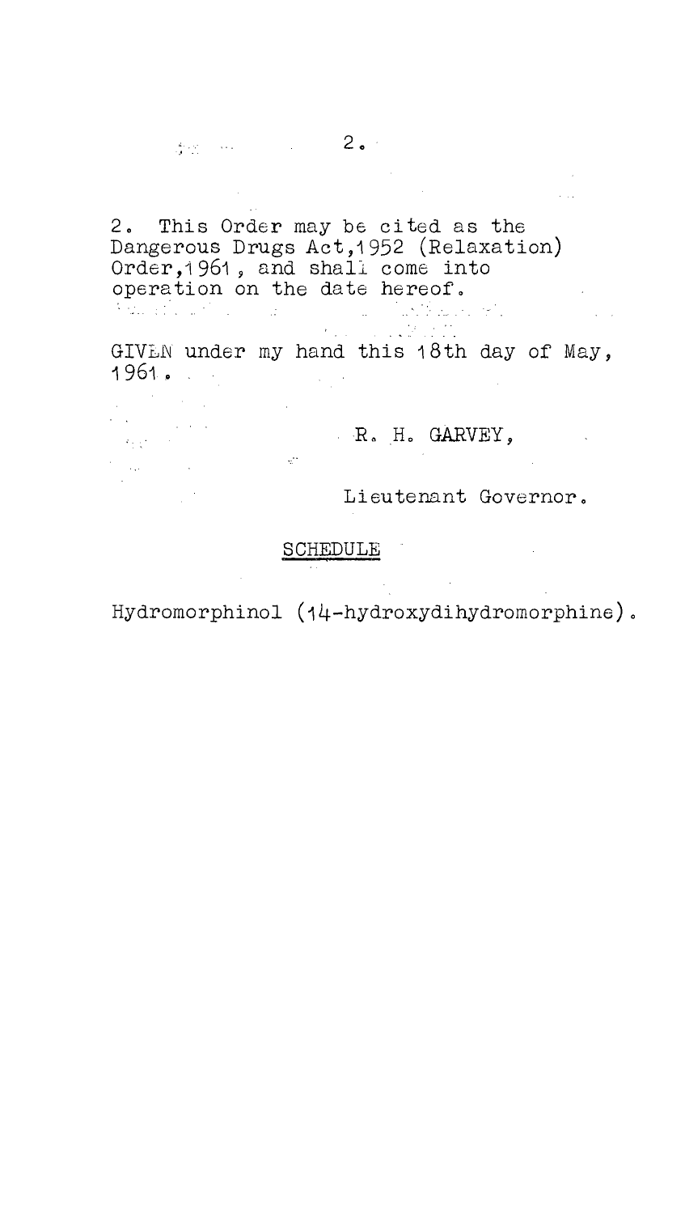2. This Order may be cited as the Dangerous Drugs Act,1952 (Relaxation) Order,1961, and shall come into operation on the date hereof.

GIVEN under my hand this 18th day of May, 1961.

R. H. GARVEY,

Lieutenant Governor.

SCHEDULE

Hydromorphinol (14-hydroxydihydromorphine).